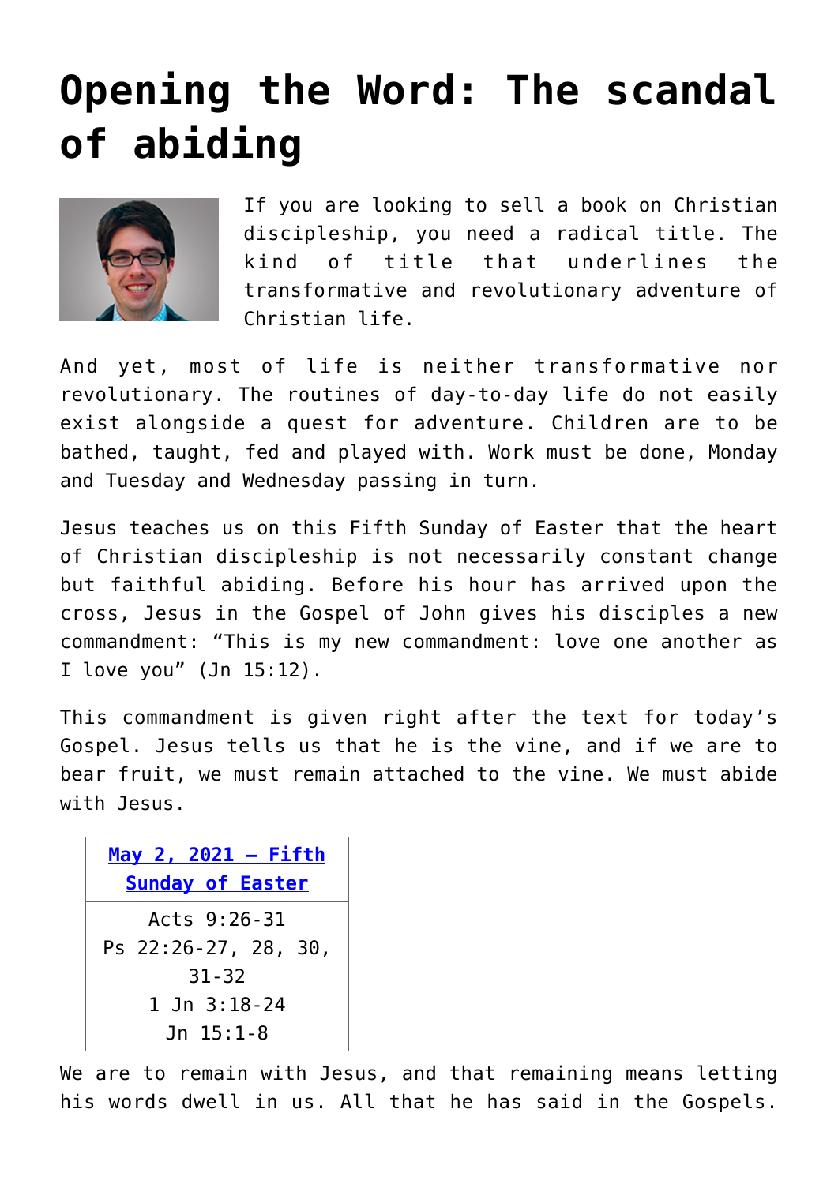# Opening the Word: The scandal of abiding

If you are looking to sell a book on Christian discipleship, you need a radical title. The kind of title that underlines the transformative and revolutionary adventure of Christian life.

And yet, most of life is neither transformative nor revolutionary. The routines of day-to-day life do not easily exist alongside a quest for adventure. Children are to be bathed, taught, fed and played with. Work must be done, Monday and Tuesday and Wednesday passing in turn.

Jesus teaches us on this Fifth Sunday of Easter that the heart of Christian discipleship is not necessarily constant change but faithful abiding. Before his hour has arrived upon the cross, Jesus in the Gospel of John gives his disciples a new commandment: "This is my new commandment: love one another as I love you" (Jn 15:12).

This commandment is given right after the text for today's Gospel. Jesus tells us that he is the vine, and if we are to bear fruit, we must remain attached to the vine. We must abide with Jesus.

| May 2, 2021 – Fifth Sunday of Easter |
| --- |
| Acts 9:26-31<br>Ps 22:26-27, 28, 30, 31-32<br>1 Jn 3:18-24<br>Jn 15:1-8 |

We are to remain with Jesus, and that remaining means letting his words dwell in us. All that he has said in the Gospels.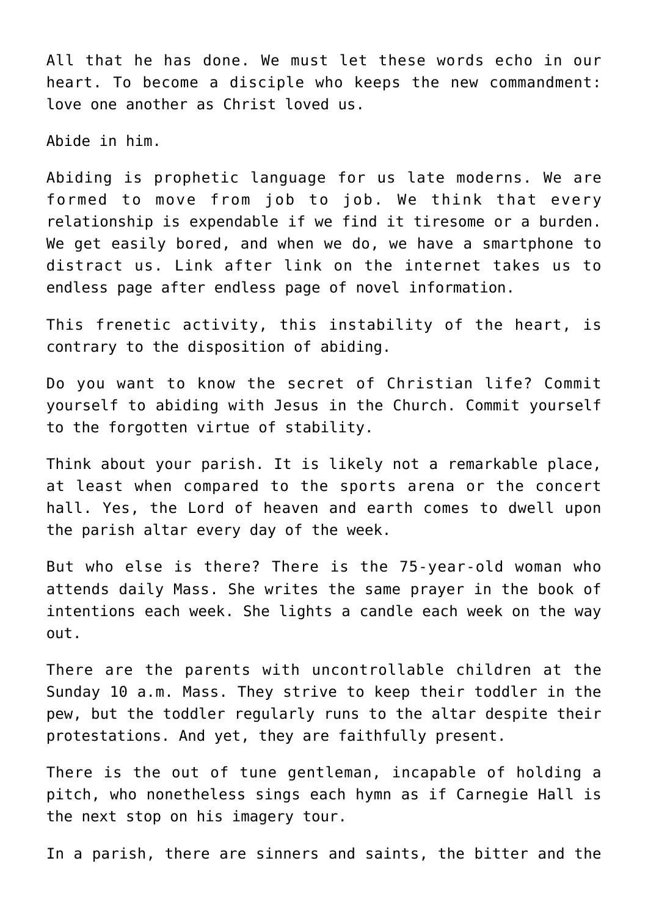All that he has done. We must let these words echo in our heart. To become a disciple who keeps the new commandment: love one another as Christ loved us.

Abide in him.

Abiding is prophetic language for us late moderns. We are formed to move from job to job. We think that every relationship is expendable if we find it tiresome or a burden. We get easily bored, and when we do, we have a smartphone to distract us. Link after link on the internet takes us to endless page after endless page of novel information.

This frenetic activity, this instability of the heart, is contrary to the disposition of abiding.

Do you want to know the secret of Christian life? Commit yourself to abiding with Jesus in the Church. Commit yourself to the forgotten virtue of stability.

Think about your parish. It is likely not a remarkable place, at least when compared to the sports arena or the concert hall. Yes, the Lord of heaven and earth comes to dwell upon the parish altar every day of the week.

But who else is there? There is the 75-year-old woman who attends daily Mass. She writes the same prayer in the book of intentions each week. She lights a candle each week on the way out.

There are the parents with uncontrollable children at the Sunday 10 a.m. Mass. They strive to keep their toddler in the pew, but the toddler regularly runs to the altar despite their protestations. And yet, they are faithfully present.

There is the out of tune gentleman, incapable of holding a pitch, who nonetheless sings each hymn as if Carnegie Hall is the next stop on his imagery tour.

In a parish, there are sinners and saints, the bitter and the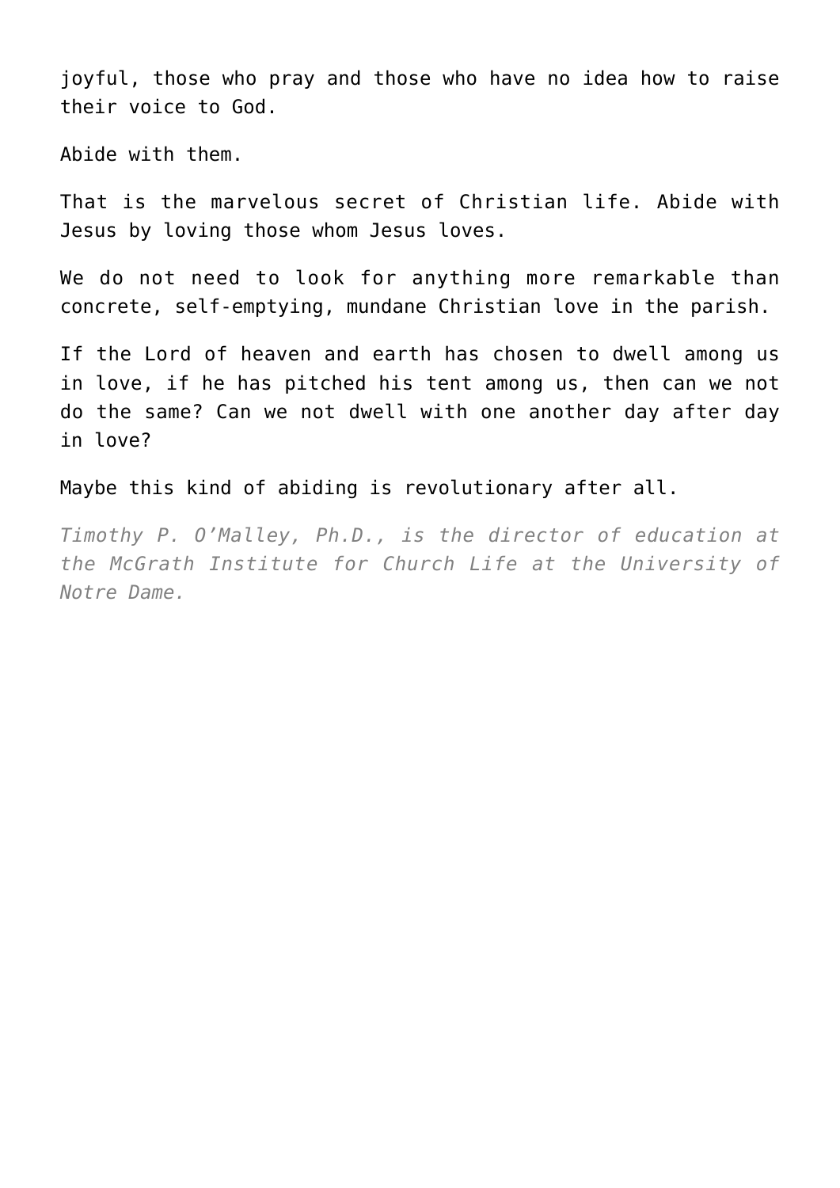joyful, those who pray and those who have no idea how to raise their voice to God.

Abide with them.

That is the marvelous secret of Christian life. Abide with Jesus by loving those whom Jesus loves.

We do not need to look for anything more remarkable than concrete, self-emptying, mundane Christian love in the parish.

If the Lord of heaven and earth has chosen to dwell among us in love, if he has pitched his tent among us, then can we not do the same? Can we not dwell with one another day after day in love?

Maybe this kind of abiding is revolutionary after all.

*Timothy P. O'Malley, Ph.D., is the director of education at the McGrath Institute for Church Life at the University of Notre Dame.*